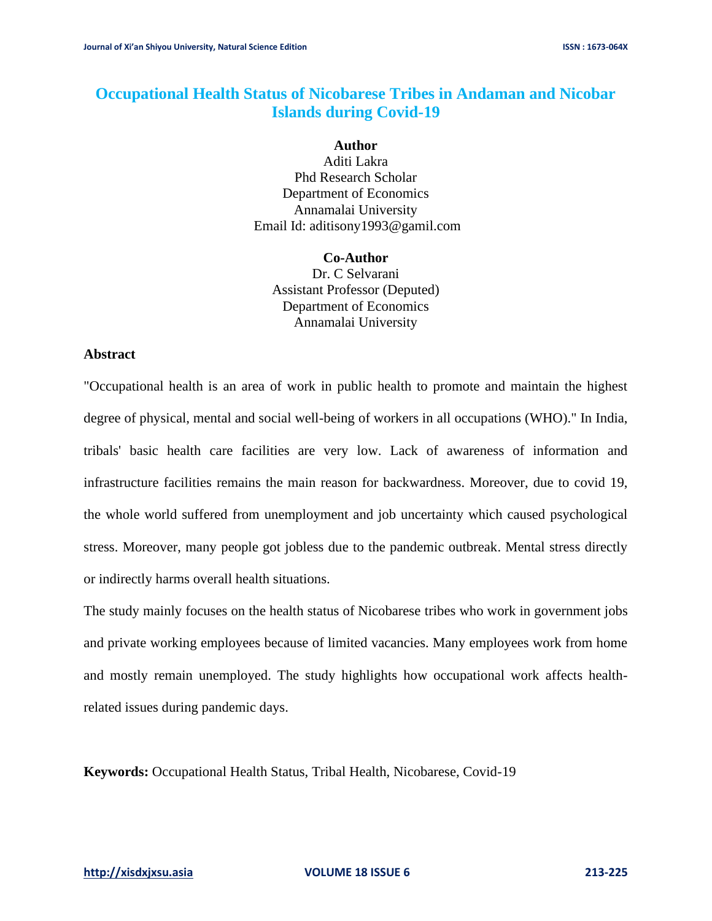# Occupational Health Status of Nicobarese Tribes in Andaman and Nicobar Islands during Covid-19

**Author**
Aditi Lakra
Phd Research Scholar
Department of Economics
Annamalai University
Email Id: aditisony1993@gamil.com

**Co-Author**
Dr. C Selvarani
Assistant Professor (Deputed)
Department of Economics
Annamalai University

## Abstract

"Occupational health is an area of work in public health to promote and maintain the highest degree of physical, mental and social well-being of workers in all occupations (WHO)." In India, tribals' basic health care facilities are very low. Lack of awareness of information and infrastructure facilities remains the main reason for backwardness. Moreover, due to covid 19, the whole world suffered from unemployment and job uncertainty which caused psychological stress. Moreover, many people got jobless due to the pandemic outbreak. Mental stress directly or indirectly harms overall health situations.

The study mainly focuses on the health status of Nicobarese tribes who work in government jobs and private working employees because of limited vacancies. Many employees work from home and mostly remain unemployed. The study highlights how occupational work affects health-related issues during pandemic days.

**Keywords:** Occupational Health Status, Tribal Health, Nicobarese, Covid-19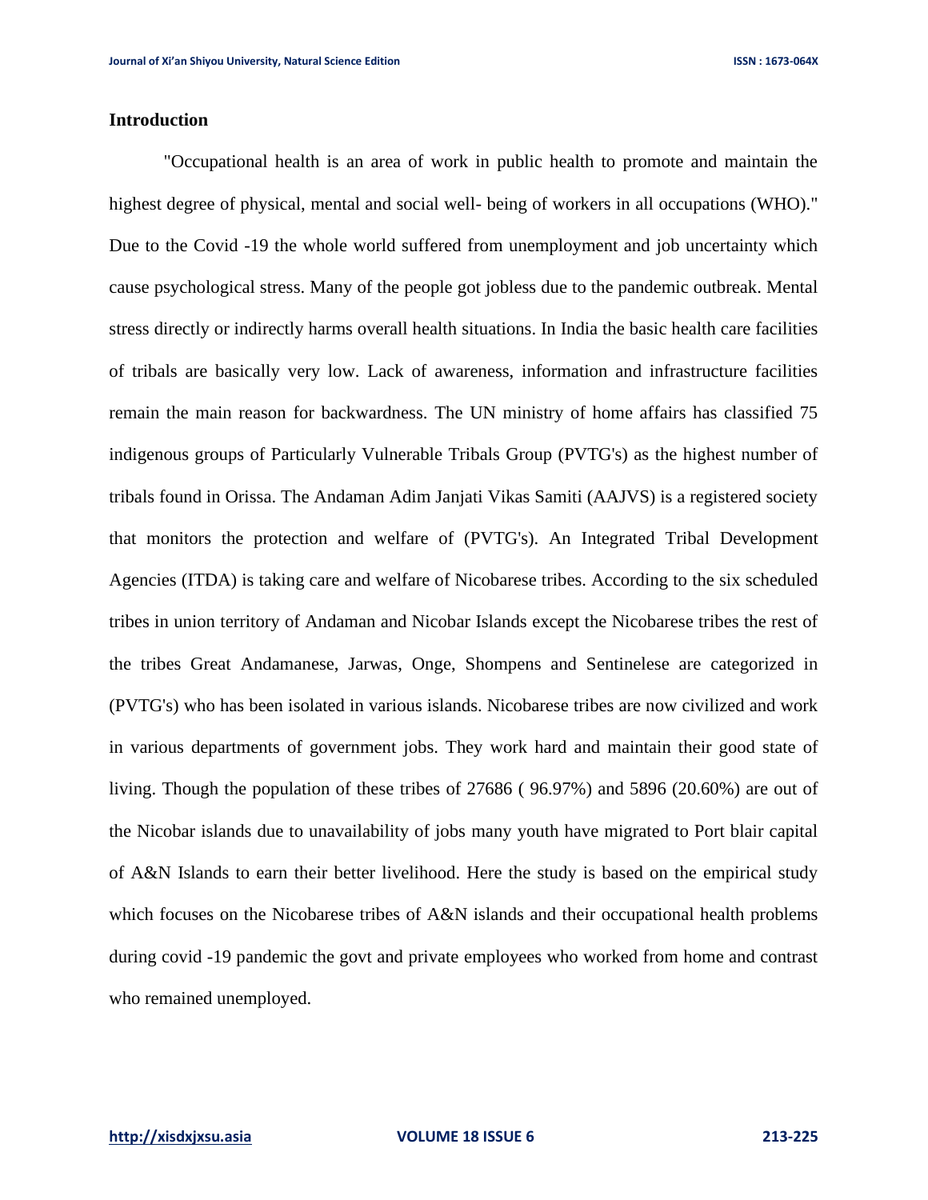## Introduction

"Occupational health is an area of work in public health to promote and maintain the highest degree of physical, mental and social well- being of workers in all occupations (WHO)." Due to the Covid -19 the whole world suffered from unemployment and job uncertainty which cause psychological stress. Many of the people got jobless due to the pandemic outbreak. Mental stress directly or indirectly harms overall health situations. In India the basic health care facilities of tribals are basically very low. Lack of awareness, information and infrastructure facilities remain the main reason for backwardness. The UN ministry of home affairs has classified 75 indigenous groups of Particularly Vulnerable Tribals Group (PVTG's) as the highest number of tribals found in Orissa. The Andaman Adim Janjati Vikas Samiti (AAJVS) is a registered society that monitors the protection and welfare of (PVTG's). An Integrated Tribal Development Agencies (ITDA) is taking care and welfare of Nicobarese tribes. According to the six scheduled tribes in union territory of Andaman and Nicobar Islands except the Nicobarese tribes the rest of the tribes Great Andamanese, Jarwas, Onge, Shompens and Sentinelese are categorized in (PVTG's) who has been isolated in various islands. Nicobarese tribes are now civilized and work in various departments of government jobs. They work hard and maintain their good state of living. Though the population of these tribes of 27686 ( 96.97%) and 5896 (20.60%) are out of the Nicobar islands due to unavailability of jobs many youth have migrated to Port blair capital of A&N Islands to earn their better livelihood. Here the study is based on the empirical study which focuses on the Nicobarese tribes of A&N islands and their occupational health problems during covid -19 pandemic the govt and private employees who worked from home and contrast who remained unemployed.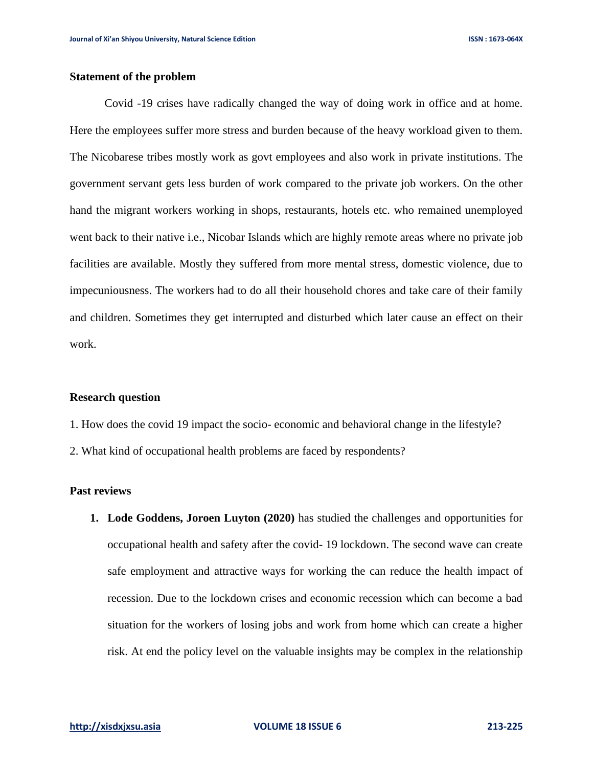**Statement of the problem**

Covid -19 crises have radically changed the way of doing work in office and at home. Here the employees suffer more stress and burden because of the heavy workload given to them. The Nicobarese tribes mostly work as govt employees and also work in private institutions. The government servant gets less burden of work compared to the private job workers. On the other hand the migrant workers working in shops, restaurants, hotels etc. who remained unemployed went back to their native i.e., Nicobar Islands which are highly remote areas where no private job facilities are available. Mostly they suffered from more mental stress, domestic violence, due to impecuniousness. The workers had to do all their household chores and take care of their family and children. Sometimes they get interrupted and disturbed which later cause an effect on their work.

**Research question**

1. How does the covid 19 impact the socio- economic and behavioral change in the lifestyle?
2. What kind of occupational health problems are faced by respondents?

**Past reviews**

1. **Lode Goddens, Joroen Luyton (2020)** has studied the challenges and opportunities for occupational health and safety after the covid- 19 lockdown. The second wave can create safe employment and attractive ways for working the can reduce the health impact of recession. Due to the lockdown crises and economic recession which can become a bad situation for the workers of losing jobs and work from home which can create a higher risk. At end the policy level on the valuable insights may be complex in the relationship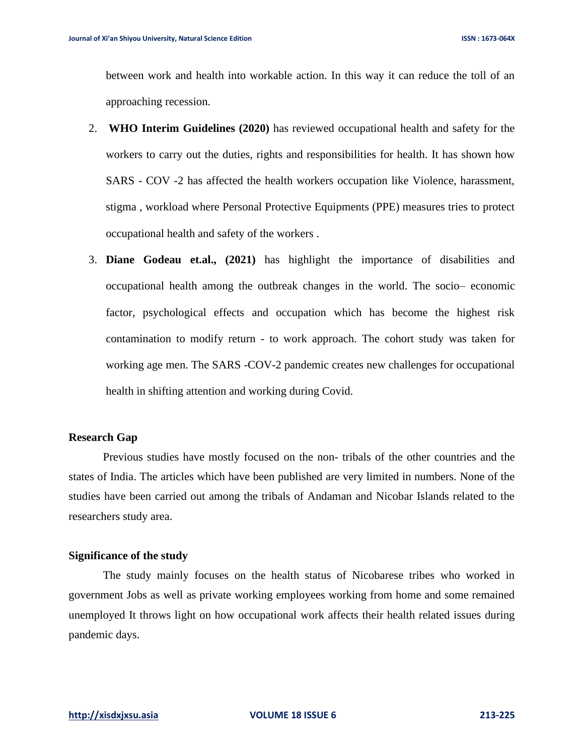between work and health into workable action. In this way it can reduce the toll of an approaching recession.

2. **WHO Interim Guidelines (2020)** has reviewed occupational health and safety for the workers to carry out the duties, rights and responsibilities for health. It has shown how SARS - COV -2 has affected the health workers occupation like Violence, harassment, stigma , workload where Personal Protective Equipments (PPE) measures tries to protect occupational health and safety of the workers .

3. **Diane Godeau et.al., (2021)** has highlight the importance of disabilities and occupational health among the outbreak changes in the world. The socio– economic factor, psychological effects and occupation which has become the highest risk contamination to modify return - to work approach. The cohort study was taken for working age men. The SARS -COV-2 pandemic creates new challenges for occupational health in shifting attention and working during Covid.

### Research Gap

Previous studies have mostly focused on the non- tribals of the other countries and the states of India. The articles which have been published are very limited in numbers. None of the studies have been carried out among the tribals of Andaman and Nicobar Islands related to the researchers study area.

### Significance of the study

The study mainly focuses on the health status of Nicobarese tribes who worked in government Jobs as well as private working employees working from home and some remained unemployed It throws light on how occupational work affects their health related issues during pandemic days.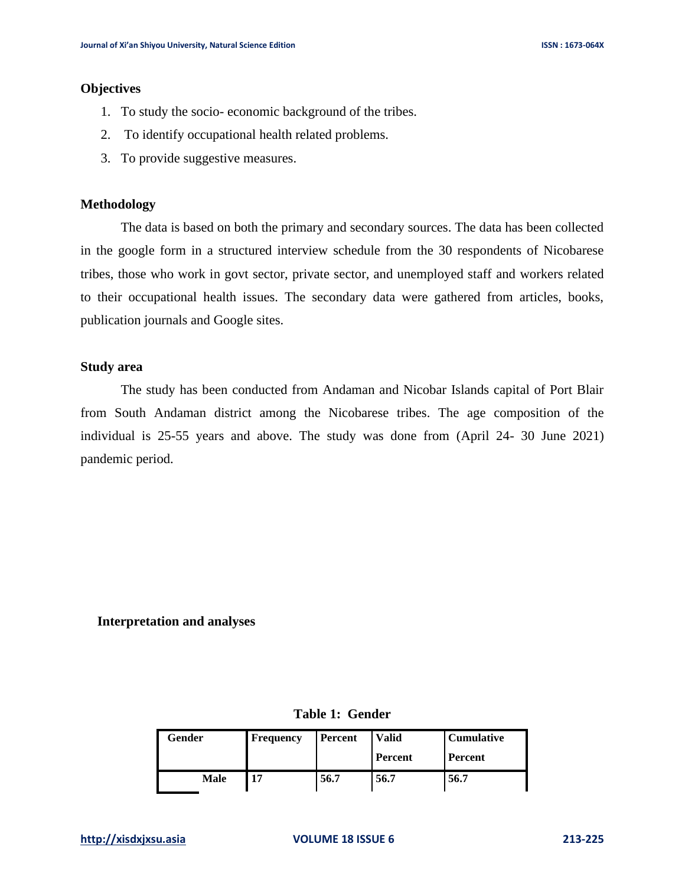## Objectives

1. To study the socio- economic background of the tribes.
2. To identify occupational health related problems.
3. To provide suggestive measures.

## Methodology

The data is based on both the primary and secondary sources. The data has been collected in the google form in a structured interview schedule from the 30 respondents of Nicobarese tribes, those who work in govt sector, private sector, and unemployed staff and workers related to their occupational health issues. The secondary data were gathered from articles, books, publication journals and Google sites.

## Study area

The study has been conducted from Andaman and Nicobar Islands capital of Port Blair from South Andaman district among the Nicobarese tribes. The age composition of the individual is 25-55 years and above. The study was done from (April 24- 30 June 2021) pandemic period.

## Interpretation and analyses

**Table 1: Gender**

| Gender | Frequency | Percent | Valid Percent | Cumulative Percent |
|---|---|---|---|---|
| Male | 17 | 56.7 | 56.7 | 56.7 |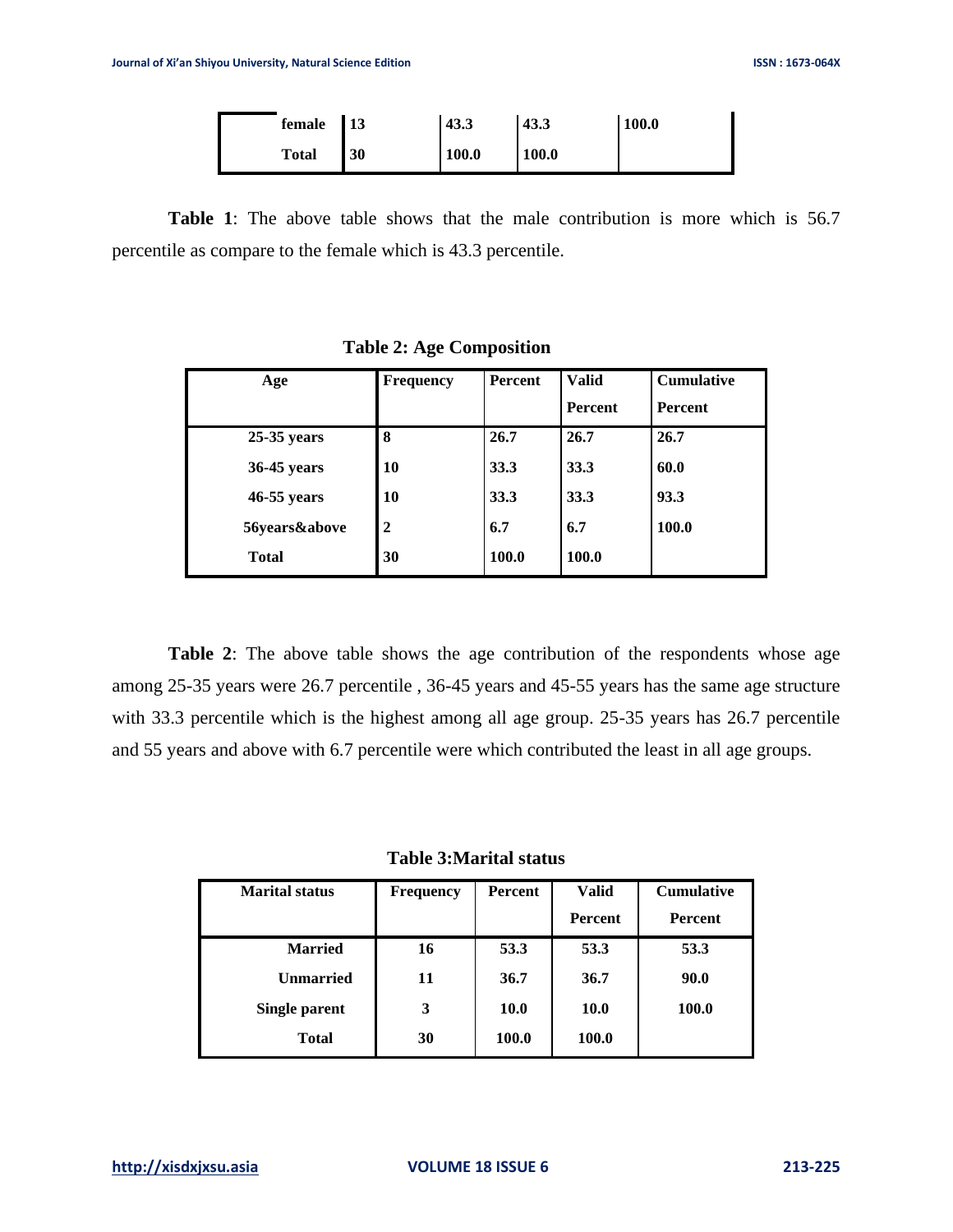| | | | | |
|---|---|---|---|---|
| **female** | **13** | **43.3** | **43.3** | **100.0** |
| **Total** | **30** | **100.0** | **100.0** | |

**Table 1**: The above table shows that the male contribution is more which is 56.7 percentile as compare to the female which is 43.3 percentile.

**Table 2: Age Composition**

| Age | Frequency | Percent | Valid Percent | Cumulative Percent |
|---|---|---|---|---|
| **25-35 years** | **8** | **26.7** | **26.7** | **26.7** |
| **36-45 years** | **10** | **33.3** | **33.3** | **60.0** |
| **46-55 years** | **10** | **33.3** | **33.3** | **93.3** |
| **56years&above** | **2** | **6.7** | **6.7** | **100.0** |
| **Total** | **30** | **100.0** | **100.0** | |

**Table 2**: The above table shows the age contribution of the respondents whose age among 25-35 years were 26.7 percentile , 36-45 years and 45-55 years has the same age structure with 33.3 percentile which is the highest among all age group. 25-35 years has 26.7 percentile and 55 years and above with 6.7 percentile were which contributed the least in all age groups.

**Table 3:Marital status**

| Marital status | Frequency | Percent | Valid Percent | Cumulative Percent |
|---|---|---|---|---|
| **Married** | **16** | **53.3** | **53.3** | **53.3** |
| **Unmarried** | **11** | **36.7** | **36.7** | **90.0** |
| **Single parent** | **3** | **10.0** | **10.0** | **100.0** |
| **Total** | **30** | **100.0** | **100.0** | |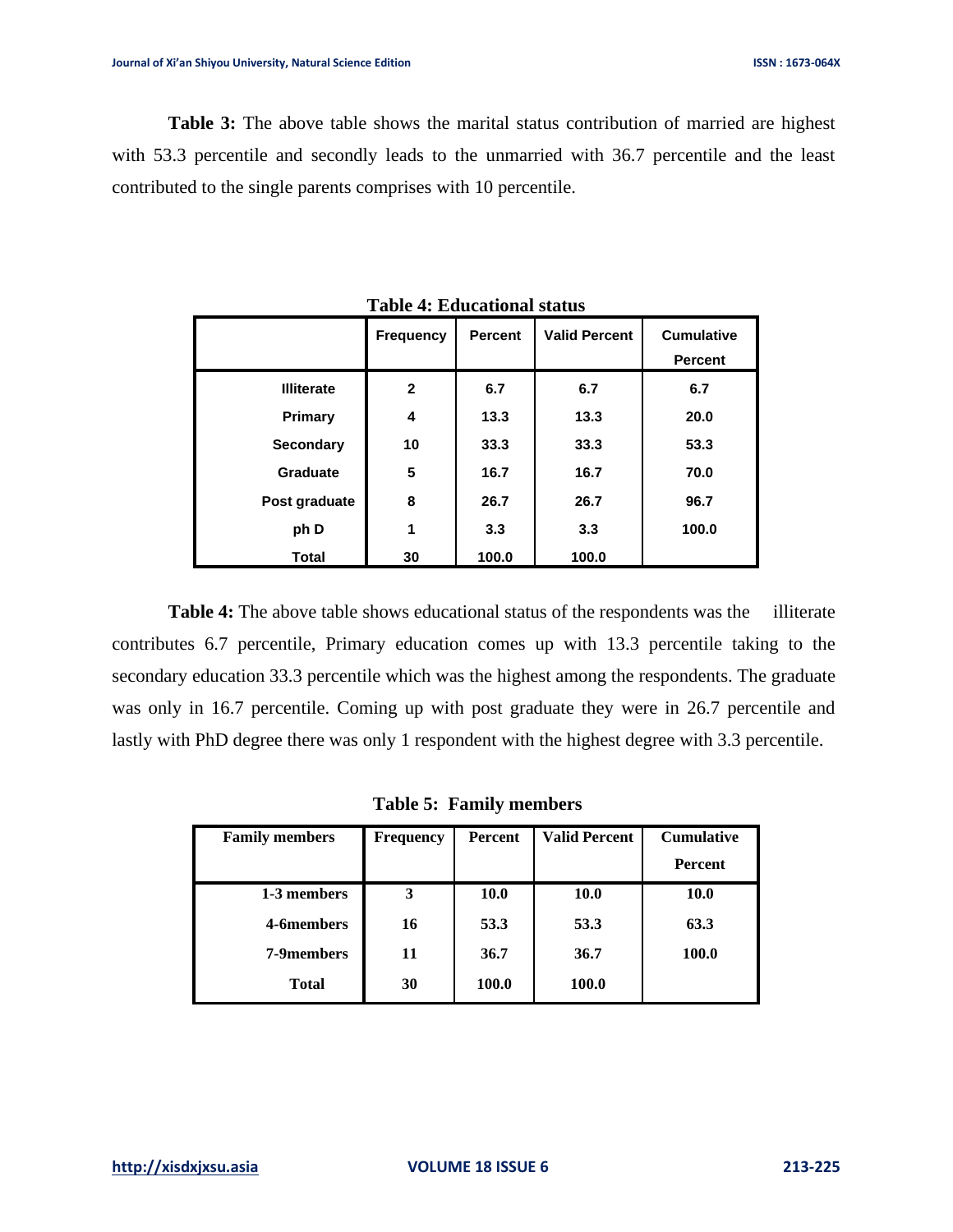**Table 3:** The above table shows the marital status contribution of married are highest with 53.3 percentile and secondly leads to the unmarried with 36.7 percentile and the least contributed to the single parents comprises with 10 percentile.

**Table 4: Educational status**

| | Frequency | Percent | Valid Percent | Cumulative Percent |
|---|---|---|---|---|
| Illiterate | 2 | 6.7 | 6.7 | 6.7 |
| Primary | 4 | 13.3 | 13.3 | 20.0 |
| Secondary | 10 | 33.3 | 33.3 | 53.3 |
| Graduate | 5 | 16.7 | 16.7 | 70.0 |
| Post graduate | 8 | 26.7 | 26.7 | 96.7 |
| ph D | 1 | 3.3 | 3.3 | 100.0 |
| Total | 30 | 100.0 | 100.0 | |

**Table 4:** The above table shows educational status of the respondents was the illiterate contributes 6.7 percentile, Primary education comes up with 13.3 percentile taking to the secondary education 33.3 percentile which was the highest among the respondents. The graduate was only in 16.7 percentile. Coming up with post graduate they were in 26.7 percentile and lastly with PhD degree there was only 1 respondent with the highest degree with 3.3 percentile.

**Table 5: Family members**

| Family members | Frequency | Percent | Valid Percent | Cumulative Percent |
|---|---|---|---|---|
| 1-3 members | 3 | 10.0 | 10.0 | 10.0 |
| 4-6members | 16 | 53.3 | 53.3 | 63.3 |
| 7-9members | 11 | 36.7 | 36.7 | 100.0 |
| Total | 30 | 100.0 | 100.0 | |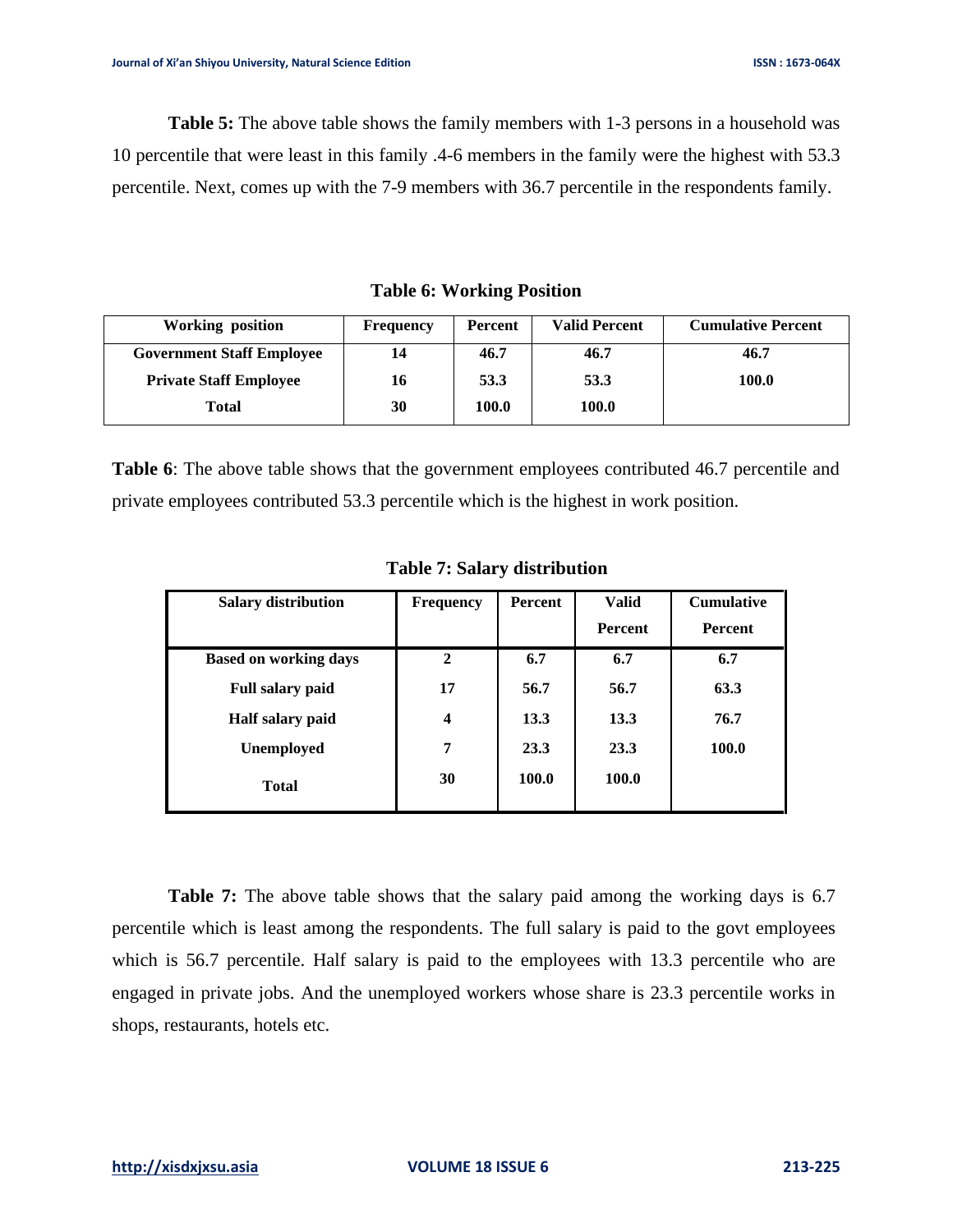**Table 5:** The above table shows the family members with 1-3 persons in a household was 10 percentile that were least in this family .4-6 members in the family were the highest with 53.3 percentile. Next, comes up with the 7-9 members with 36.7 percentile in the respondents family.

**Table 6: Working Position**

| Working position | Frequency | Percent | Valid Percent | Cumulative Percent |
|---|---|---|---|---|
| Government Staff Employee | 14 | 46.7 | 46.7 | 46.7 |
| Private Staff Employee | 16 | 53.3 | 53.3 | 100.0 |
| Total | 30 | 100.0 | 100.0 | |

**Table 6**: The above table shows that the government employees contributed 46.7 percentile and private employees contributed 53.3 percentile which is the highest in work position.

**Table 7: Salary distribution**

| Salary distribution | Frequency | Percent | Valid Percent | Cumulative Percent |
|---|---|---|---|---|
| Based on working days | 2 | 6.7 | 6.7 | 6.7 |
| Full salary paid | 17 | 56.7 | 56.7 | 63.3 |
| Half salary paid | 4 | 13.3 | 13.3 | 76.7 |
| Unemployed | 7 | 23.3 | 23.3 | 100.0 |
| Total | 30 | 100.0 | 100.0 | |

**Table 7:** The above table shows that the salary paid among the working days is 6.7 percentile which is least among the respondents. The full salary is paid to the govt employees which is 56.7 percentile. Half salary is paid to the employees with 13.3 percentile who are engaged in private jobs. And the unemployed workers whose share is 23.3 percentile works in shops, restaurants, hotels etc.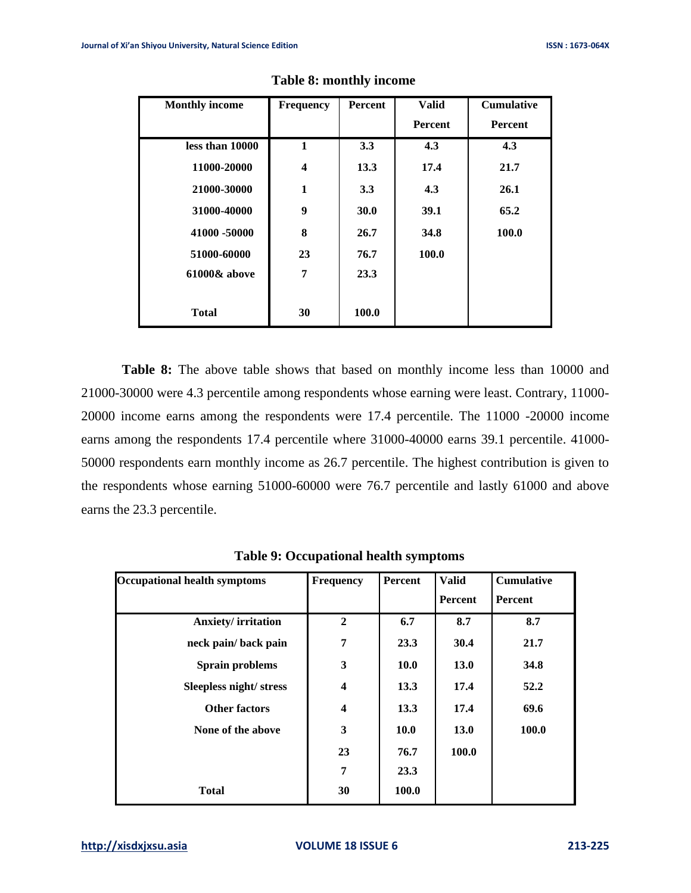**Table 8: monthly income**

| Monthly income | Frequency | Percent | Valid Percent | Cumulative Percent |
|---|---|---|---|---|
| less than 10000 | 1 | 3.3 | 4.3 | 4.3 |
| 11000-20000 | 4 | 13.3 | 17.4 | 21.7 |
| 21000-30000 | 1 | 3.3 | 4.3 | 26.1 |
| 31000-40000 | 9 | 30.0 | 39.1 | 65.2 |
| 41000 -50000 | 8 | 26.7 | 34.8 | 100.0 |
| 51000-60000 | 23 | 76.7 | 100.0 | |
| 61000& above | 7 | 23.3 | | |
| Total | 30 | 100.0 | | |

**Table 8:** The above table shows that based on monthly income less than 10000 and 21000-30000 were 4.3 percentile among respondents whose earning were least. Contrary, 11000-20000 income earns among the respondents were 17.4 percentile. The 11000 -20000 income earns among the respondents 17.4 percentile where 31000-40000 earns 39.1 percentile. 41000-50000 respondents earn monthly income as 26.7 percentile. The highest contribution is given to the respondents whose earning 51000-60000 were 76.7 percentile and lastly 61000 and above earns the 23.3 percentile.

**Table 9: Occupational health symptoms**

| Occupational health symptoms | Frequency | Percent | Valid Percent | Cumulative Percent |
|---|---|---|---|---|
| Anxiety/ irritation | 2 | 6.7 | 8.7 | 8.7 |
| neck pain/ back pain | 7 | 23.3 | 30.4 | 21.7 |
| Sprain problems | 3 | 10.0 | 13.0 | 34.8 |
| Sleepless night/ stress | 4 | 13.3 | 17.4 | 52.2 |
| Other factors | 4 | 13.3 | 17.4 | 69.6 |
| None of the above | 3 | 10.0 | 13.0 | 100.0 |
| | 23 | 76.7 | 100.0 | |
| | 7 | 23.3 | | |
| Total | 30 | 100.0 | | |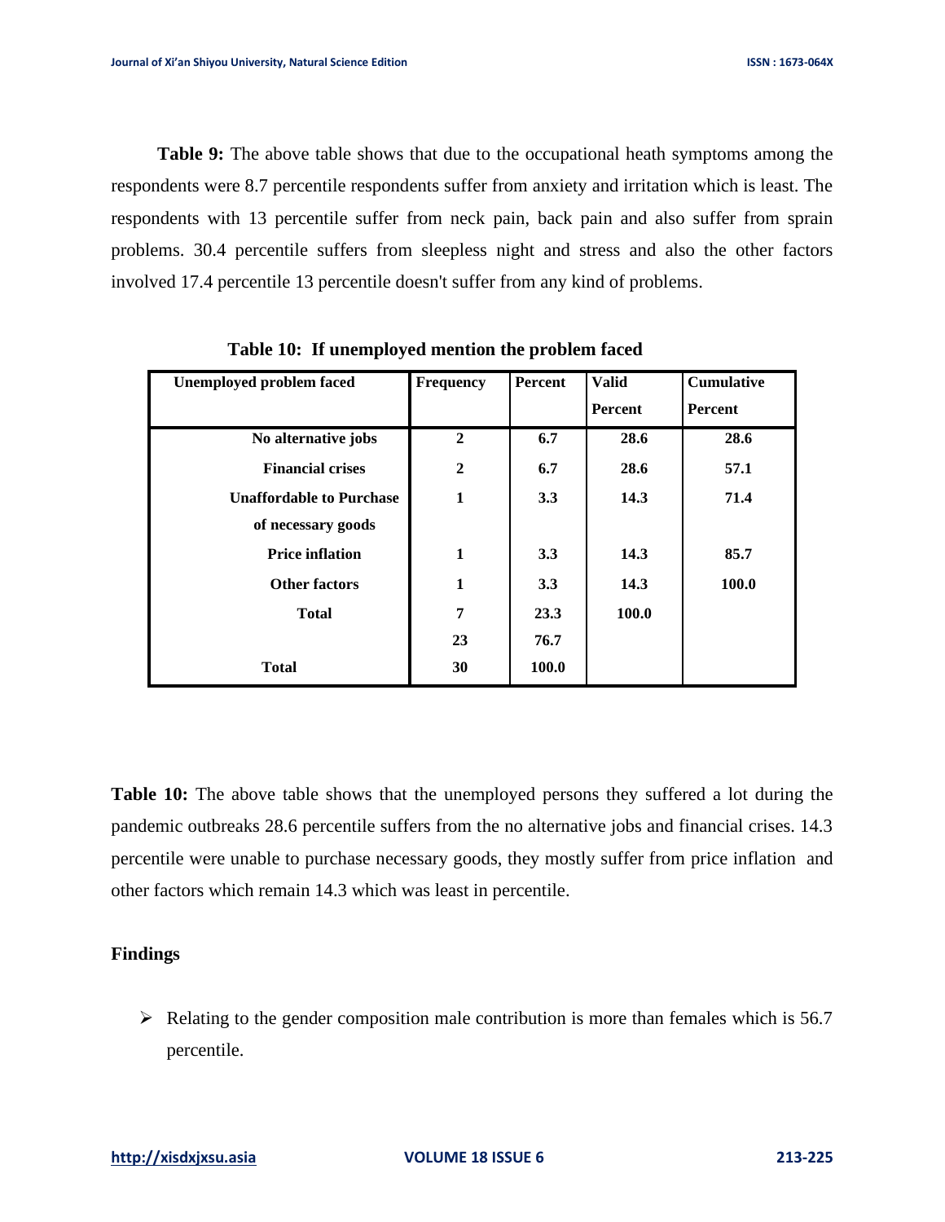**Table 9:** The above table shows that due to the occupational heath symptoms among the respondents were 8.7 percentile respondents suffer from anxiety and irritation which is least. The respondents with 13 percentile suffer from neck pain, back pain and also suffer from sprain problems. 30.4 percentile suffers from sleepless night and stress and also the other factors involved 17.4 percentile 13 percentile doesn't suffer from any kind of problems.

**Table 10: If unemployed mention the problem faced**

| Unemployed problem faced | Frequency | Percent | Valid Percent | Cumulative Percent |
|---|---|---|---|---|
| No alternative jobs | 2 | 6.7 | 28.6 | 28.6 |
| Financial crises | 2 | 6.7 | 28.6 | 57.1 |
| Unaffordable to Purchase of necessary goods | 1 | 3.3 | 14.3 | 71.4 |
| Price inflation | 1 | 3.3 | 14.3 | 85.7 |
| Other factors | 1 | 3.3 | 14.3 | 100.0 |
| Total | 7 | 23.3 | 100.0 | |
| | 23 | 76.7 | | |
| Total | 30 | 100.0 | | |

**Table 10:** The above table shows that the unemployed persons they suffered a lot during the pandemic outbreaks 28.6 percentile suffers from the no alternative jobs and financial crises. 14.3 percentile were unable to purchase necessary goods, they mostly suffer from price inflation and other factors which remain 14.3 which was least in percentile.

## Findings

- Relating to the gender composition male contribution is more than females which is 56.7 percentile.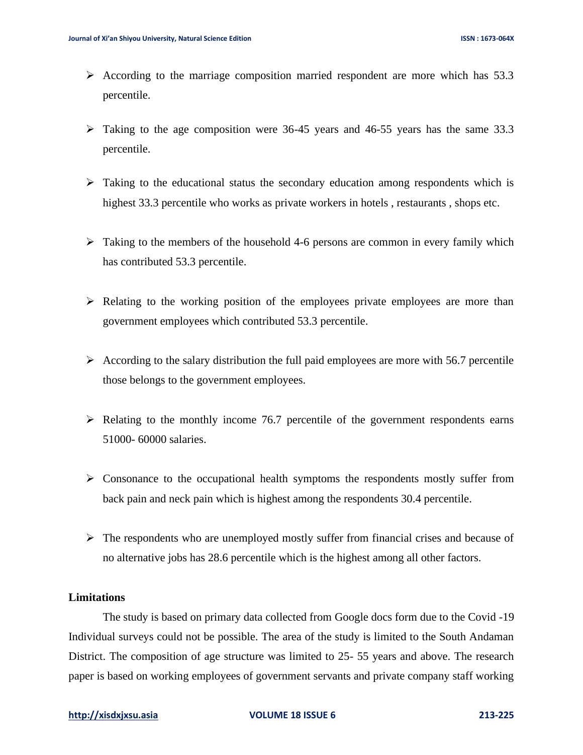- According to the marriage composition married respondent are more which has 53.3 percentile.
- Taking to the age composition were 36-45 years and 46-55 years has the same 33.3 percentile.
- Taking to the educational status the secondary education among respondents which is highest 33.3 percentile who works as private workers in hotels , restaurants , shops etc.
- Taking to the members of the household 4-6 persons are common in every family which has contributed 53.3 percentile.
- Relating to the working position of the employees private employees are more than government employees which contributed 53.3 percentile.
- According to the salary distribution the full paid employees are more with 56.7 percentile those belongs to the government employees.
- Relating to the monthly income 76.7 percentile of the government respondents earns 51000- 60000 salaries.
- Consonance to the occupational health symptoms the respondents mostly suffer from back pain and neck pain which is highest among the respondents 30.4 percentile.
- The respondents who are unemployed mostly suffer from financial crises and because of no alternative jobs has 28.6 percentile which is the highest among all other factors.

**Limitations**

The study is based on primary data collected from Google docs form due to the Covid -19 Individual surveys could not be possible. The area of the study is limited to the South Andaman District. The composition of age structure was limited to 25- 55 years and above. The research paper is based on working employees of government servants and private company staff working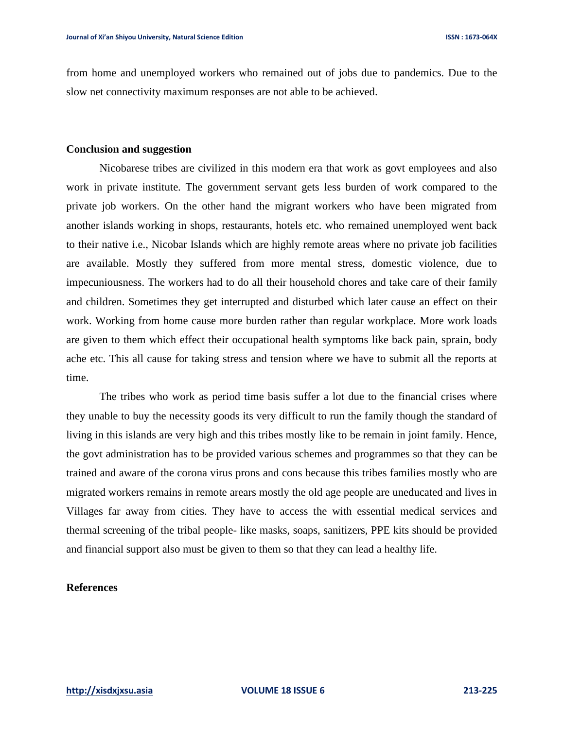from home and unemployed workers who remained out of jobs due to pandemics. Due to the slow net connectivity maximum responses are not able to be achieved.

## Conclusion and suggestion

Nicobarese tribes are civilized in this modern era that work as govt employees and also work in private institute. The government servant gets less burden of work compared to the private job workers. On the other hand the migrant workers who have been migrated from another islands working in shops, restaurants, hotels etc. who remained unemployed went back to their native i.e., Nicobar Islands which are highly remote areas where no private job facilities are available. Mostly they suffered from more mental stress, domestic violence, due to impecuniousness. The workers had to do all their household chores and take care of their family and children. Sometimes they get interrupted and disturbed which later cause an effect on their work. Working from home cause more burden rather than regular workplace. More work loads are given to them which effect their occupational health symptoms like back pain, sprain, body ache etc. This all cause for taking stress and tension where we have to submit all the reports at time.

The tribes who work as period time basis suffer a lot due to the financial crises where they unable to buy the necessity goods its very difficult to run the family though the standard of living in this islands are very high and this tribes mostly like to be remain in joint family. Hence, the govt administration has to be provided various schemes and programmes so that they can be trained and aware of the corona virus prons and cons because this tribes families mostly who are migrated workers remains in remote arears mostly the old age people are uneducated and lives in Villages far away from cities. They have to access the with essential medical services and thermal screening of the tribal people- like masks, soaps, sanitizers, PPE kits should be provided and financial support also must be given to them so that they can lead a healthy life.

## References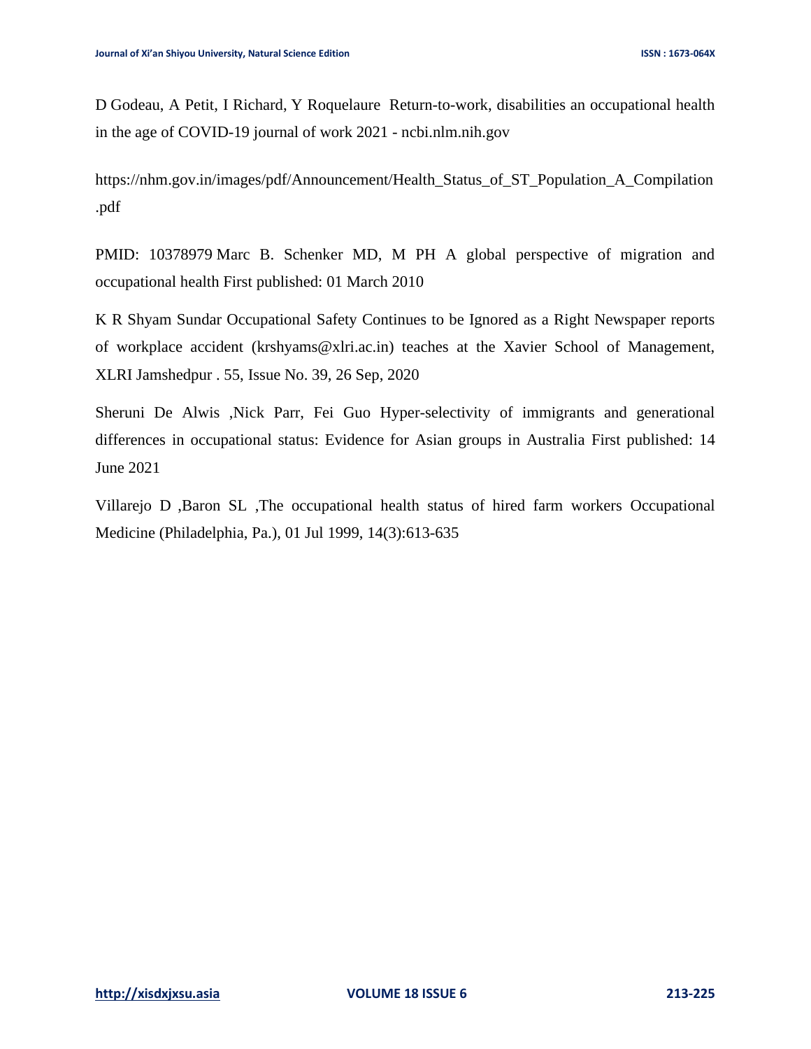D Godeau, A Petit, I Richard, Y Roquelaure Return-to-work, disabilities an occupational health in the age of COVID-19 journal of work 2021 - ncbi.nlm.nih.gov

https://nhm.gov.in/images/pdf/Announcement/Health_Status_of_ST_Population_A_Compilation.pdf

PMID: 10378979 Marc B. Schenker MD, M PH A global perspective of migration and occupational health First published: 01 March 2010

K R Shyam Sundar Occupational Safety Continues to be Ignored as a Right Newspaper reports of workplace accident (krshyams@xlri.ac.in) teaches at the Xavier School of Management, XLRI Jamshedpur . 55, Issue No. 39, 26 Sep, 2020

Sheruni De Alwis ,Nick Parr, Fei Guo Hyper-selectivity of immigrants and generational differences in occupational status: Evidence for Asian groups in Australia First published: 14 June 2021

Villarejo D ,Baron SL ,The occupational health status of hired farm workers Occupational Medicine (Philadelphia, Pa.), 01 Jul 1999, 14(3):613-635